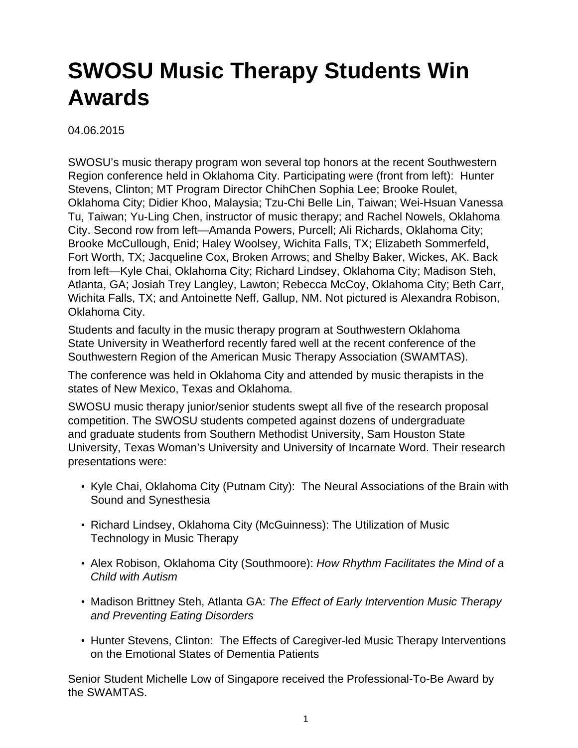# SWOSU Music Therapy Students Win Awards

04.06.2015

SWOSU's music therapy program won several top honors at the recent Southwestern Region conference held in Oklahoma City. Participating were (front from left): Hunter Stevens, Clinton; MT Program Director ChihChen Sophia Lee; Brooke Roulet, Oklahoma City; Didier Khoo, Malaysia; Tzu-Chi Belle Lin, Taiwan; Wei-Hsuan Vanessa Tu, Taiwan; Yu-Ling Chen, instructor of music therapy; and Rachel Nowels, Oklahoma City. Second row from left—Amanda Powers, Purcell; Ali Richards, Oklahoma City; Brooke McCullough, Enid; Haley Woolsey, Wichita Falls, TX; Elizabeth Sommerfeld, Fort Worth, TX; Jacqueline Cox, Broken Arrows; and Shelby Baker, Wickes, AK. Back from left—Kyle Chai, Oklahoma City; Richard Lindsey, Oklahoma City; Madison Steh, Atlanta, GA; Josiah Trey Langley, Lawton; Rebecca McCoy, Oklahoma City; Beth Carr, Wichita Falls, TX; and Antoinette Neff, Gallup, NM. Not pictured is Alexandra Robison, Oklahoma City.

Students and faculty in the music therapy program at Southwestern Oklahoma State University in Weatherford recently fared well at the recent conference of the Southwestern Region of the American Music Therapy Association (SWAMTAS).

The conference was held in Oklahoma City and attended by music therapists in the states of New Mexico, Texas and Oklahoma.

SWOSU music therapy junior/senior students swept all five of the research proposal competition. The SWOSU students competed against dozens of undergraduate and graduate students from Southern Methodist University, Sam Houston State University, Texas Woman's University and University of Incarnate Word. Their research presentations were:

- Kyle Chai, Oklahoma City (Putnam City): The Neural Associations of the Brain with Sound and Synesthesia
- Richard Lindsey, Oklahoma City (McGuinness): The Utilization of Music Technology in Music Therapy
- Alex Robison, Oklahoma City (Southmoore): *How Rhythm Facilitates the Mind of a Child with Autism*
- Madison Brittney Steh, Atlanta GA: *The Effect of Early Intervention Music Therapy and Preventing Eating Disorders*
- Hunter Stevens, Clinton: The Effects of Caregiver-led Music Therapy Interventions on the Emotional States of Dementia Patients

Senior Student Michelle Low of Singapore received the Professional-To-Be Award by the SWAMTAS.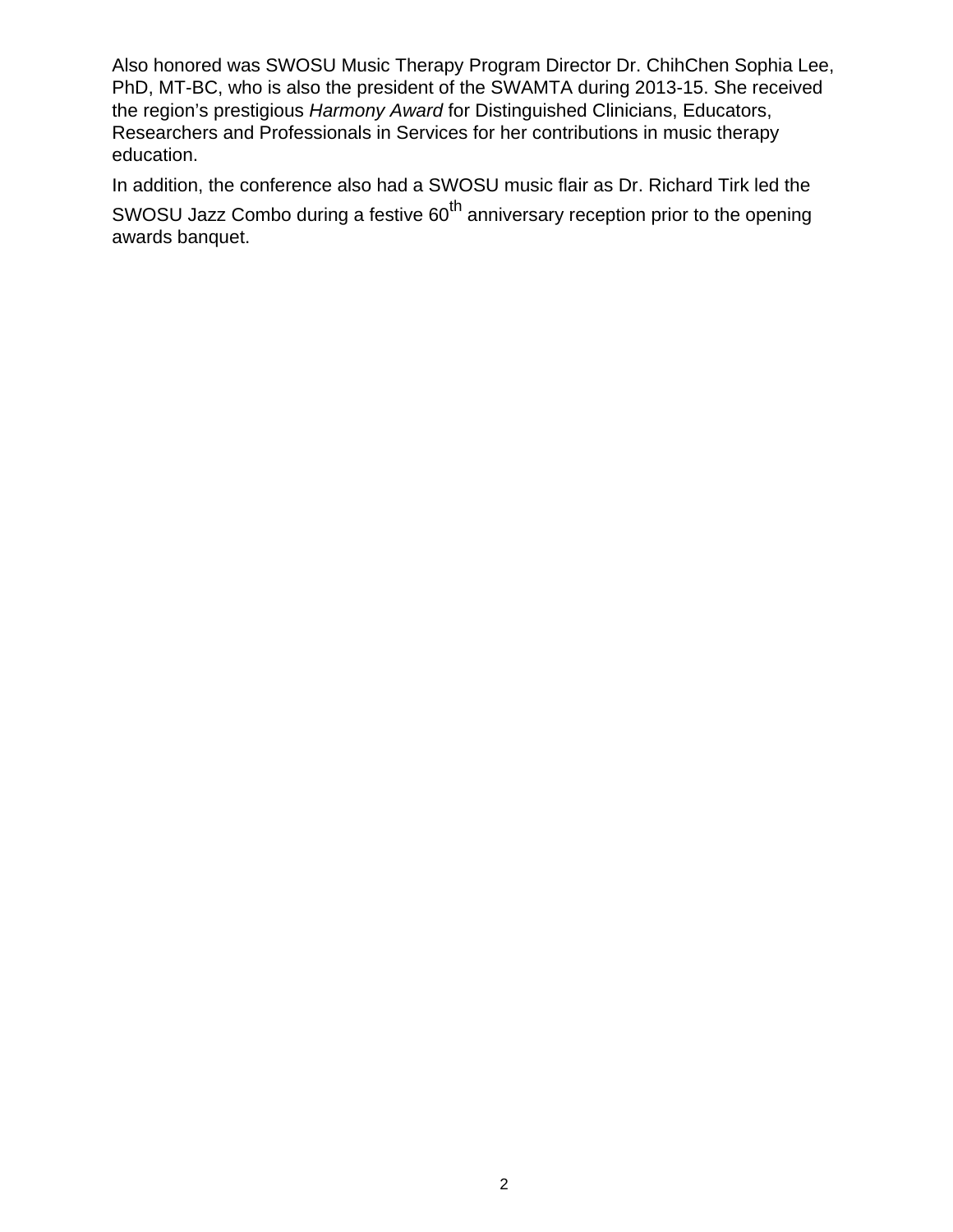Also honored was SWOSU Music Therapy Program Director Dr. ChihChen Sophia Lee, PhD, MT-BC, who is also the president of the SWAMTA during 2013-15. She received the region's prestigious *Harmony Award* for Distinguished Clinicians, Educators, Researchers and Professionals in Services for her contributions in music therapy education.

In addition, the conference also had a SWOSU music flair as Dr. Richard Tirk led the SWOSU Jazz Combo during a festive 60th anniversary reception prior to the opening awards banquet.